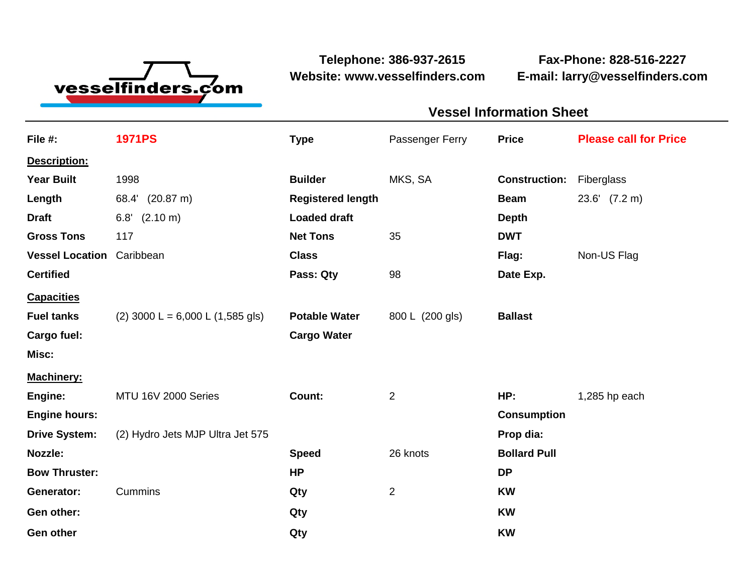vesselfinders.com

**Telephone: 386-937-2615**
**Website: www.vesselfinders.com**

**Fax-Phone: 828-516-2227**
**E-mail: larry@vesselfinders.com**

## Vessel Information Sheet

| | | | | | |
|---|---|---|---|---|---|
| **File #:** | **1971PS** | **Type** | Passenger Ferry | **Price** | **Please call for Price** |

**Description:**

| | | | | | |
|---|---|---|---|---|---|
| **Year Built** | 1998 | **Builder** | MKS, SA | **Construction:** | Fiberglass |
| **Length** | 68.4' (20.87 m) | **Registered length** | | **Beam** | 23.6' (7.2 m) |
| **Draft** | 6.8' (2.10 m) | **Loaded draft** | | **Depth** | |
| **Gross Tons** | 117 | **Net Tons** | 35 | **DWT** | |
| **Vessel Location** | Caribbean | **Class** | | **Flag:** | Non-US Flag |
| **Certified** | | **Pass: Qty** | 98 | **Date Exp.** | |

**Capacities**

| | | | | | |
|---|---|---|---|---|---|
| **Fuel tanks** | (2) 3000 L = 6,000 L (1,585 gls) | **Potable Water** | 800 L (200 gls) | **Ballast** | |
| **Cargo fuel:** | | **Cargo Water** | | | |
| **Misc:** | | | | | |

**Machinery:**

| | | | | | |
|---|---|---|---|---|---|
| **Engine:** | MTU 16V 2000 Series | **Count:** | 2 | **HP:** | 1,285 hp each |
| **Engine hours:** | | | | **Consumption** | |
| **Drive System:** | (2) Hydro Jets MJP Ultra Jet 575 | | | **Prop dia:** | |
| **Nozzle:** | | **Speed** | 26 knots | **Bollard Pull** | |
| **Bow Thruster:** | | **HP** | | **DP** | |
| **Generator:** | Cummins | **Qty** | 2 | **KW** | |
| **Gen other:** | | **Qty** | | **KW** | |
| **Gen other** | | **Qty** | | **KW** | |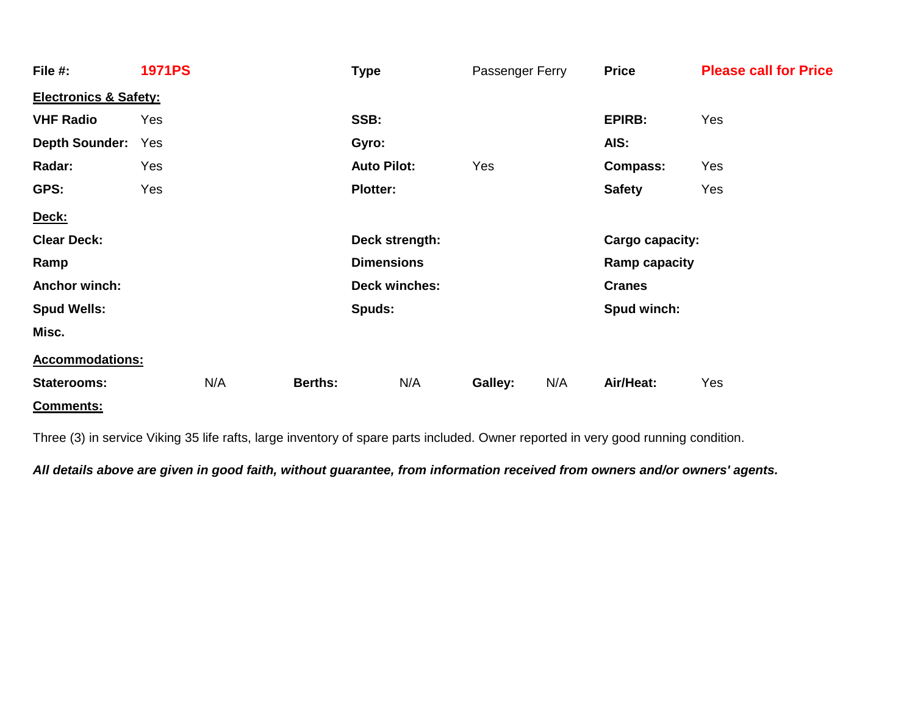| | | | | | |
|---|---|---|---|---|---|
| **File #:** | **1971PS** | **Type** | Passenger Ferry | **Price** | **Please call for Price** |

**Electronics & Safety:**

| | | | | | |
|---|---|---|---|---|---|
| **VHF Radio** | Yes | **SSB:** | | **EPIRB:** | Yes |
| **Depth Sounder:** | Yes | **Gyro:** | | **AIS:** | |
| **Radar:** | Yes | **Auto Pilot:** | Yes | **Compass:** | Yes |
| **GPS:** | Yes | **Plotter:** | | **Safety** | Yes |

**Deck:**

| | | | | | |
|---|---|---|---|---|---|
| **Clear Deck:** | | **Deck strength:** | | **Cargo capacity:** | |
| **Ramp** | | **Dimensions** | | **Ramp capacity** | |
| **Anchor winch:** | | **Deck winches:** | | **Cranes** | |
| **Spud Wells:** | | **Spuds:** | | **Spud winch:** | |
| **Misc.** | | | | | |

**Accommodations:**

| | | | | | | | |
|---|---|---|---|---|---|---|---|
| **Staterooms:** | N/A | **Berths:** | N/A | **Galley:** | N/A | **Air/Heat:** | Yes |

**Comments:**

Three (3) in service Viking 35 life rafts, large inventory of spare parts included. Owner reported in very good running condition.

***All details above are given in good faith, without guarantee, from information received from owners and/or owners' agents.***